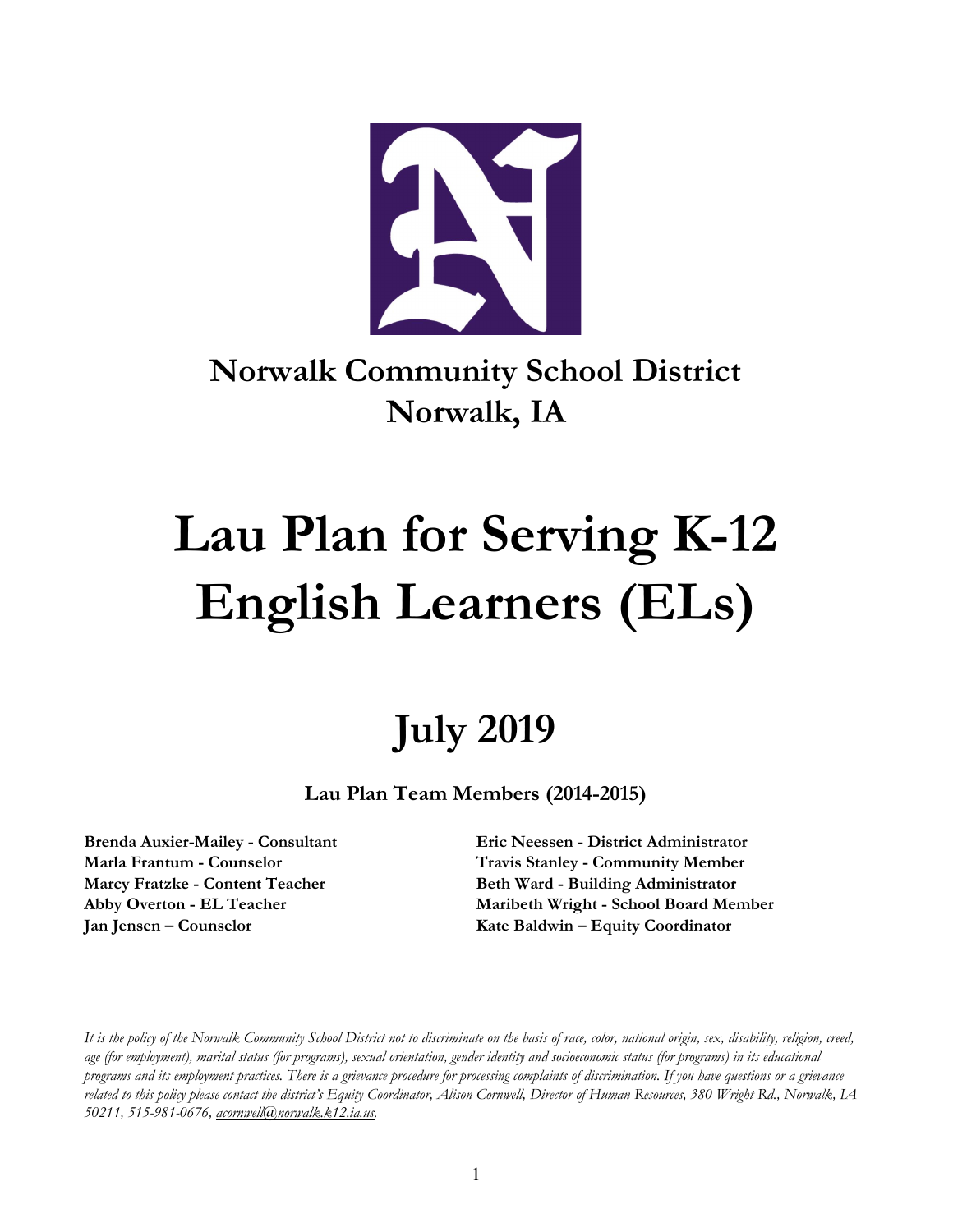**Norwalk Community School District**
**Norwalk, IA**

# Lau Plan for Serving K-12 English Learners (ELs)

## July 2019

**Lau Plan Team Members (2014-2015)**

**Brenda Auxier-Mailey - Consultant**
**Marla Frantum - Counselor**
**Marcy Fratzke - Content Teacher**
**Abby Overton - EL Teacher**
**Jan Jensen – Counselor**
**Eric Neessen - District Administrator**
**Travis Stanley - Community Member**
**Beth Ward - Building Administrator**
**Maribeth Wright - School Board Member**
**Kate Baldwin – Equity Coordinator**

*It is the policy of the Norwalk Community School District not to discriminate on the basis of race, color, national origin, sex, disability, religion, creed, age (for employment), marital status (for programs), sexual orientation, gender identity and socioeconomic status (for programs) in its educational programs and its employment practices. There is a grievance procedure for processing complaints of discrimination. If you have questions or a grievance related to this policy please contact the district's Equity Coordinator, Alison Cornwell, Director of Human Resources, 380 Wright Rd., Norwalk, IA 50211, 515-981-0676, acornwell@norwalk.k12.ia.us.*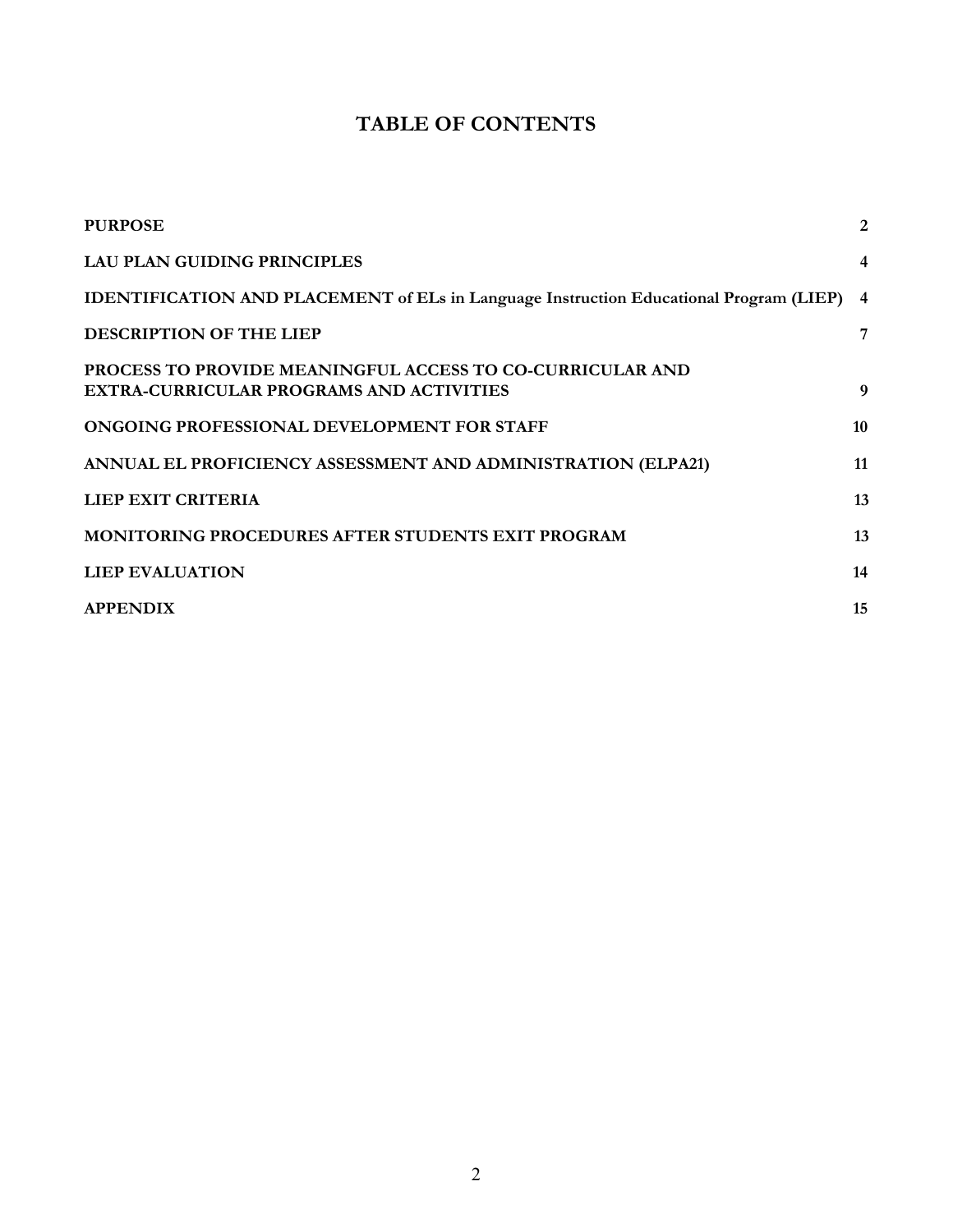# TABLE OF CONTENTS

| | |
|---|---|
| **PURPOSE** | **2** |
| **LAU PLAN GUIDING PRINCIPLES** | **4** |
| **IDENTIFICATION AND PLACEMENT of ELs in Language Instruction Educational Program (LIEP)** | **4** |
| **DESCRIPTION OF THE LIEP** | **7** |
| **PROCESS TO PROVIDE MEANINGFUL ACCESS TO CO-CURRICULAR AND EXTRA-CURRICULAR PROGRAMS AND ACTIVITIES** | **9** |
| **ONGOING PROFESSIONAL DEVELOPMENT FOR STAFF** | **10** |
| **ANNUAL EL PROFICIENCY ASSESSMENT AND ADMINISTRATION (ELPA21)** | **11** |
| **LIEP EXIT CRITERIA** | **13** |
| **MONITORING PROCEDURES AFTER STUDENTS EXIT PROGRAM** | **13** |
| **LIEP EVALUATION** | **14** |
| **APPENDIX** | **15** |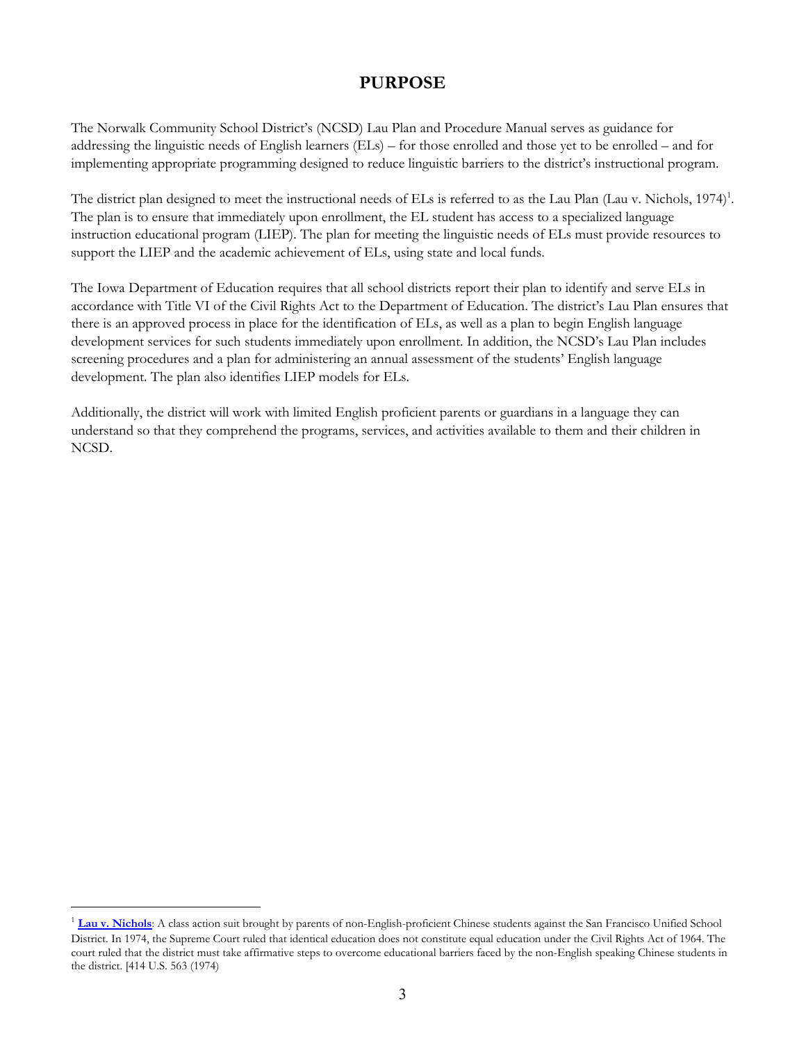# PURPOSE

The Norwalk Community School District's (NCSD) Lau Plan and Procedure Manual serves as guidance for addressing the linguistic needs of English learners (ELs) – for those enrolled and those yet to be enrolled – and for implementing appropriate programming designed to reduce linguistic barriers to the district's instructional program.

The district plan designed to meet the instructional needs of ELs is referred to as the Lau Plan (Lau v. Nichols, 1974)[1]. The plan is to ensure that immediately upon enrollment, the EL student has access to a specialized language instruction educational program (LIEP). The plan for meeting the linguistic needs of ELs must provide resources to support the LIEP and the academic achievement of ELs, using state and local funds.

The Iowa Department of Education requires that all school districts report their plan to identify and serve ELs in accordance with Title VI of the Civil Rights Act to the Department of Education. The district's Lau Plan ensures that there is an approved process in place for the identification of ELs, as well as a plan to begin English language development services for such students immediately upon enrollment. In addition, the NCSD's Lau Plan includes screening procedures and a plan for administering an annual assessment of the students' English language development. The plan also identifies LIEP models for ELs.

Additionally, the district will work with limited English proficient parents or guardians in a language they can understand so that they comprehend the programs, services, and activities available to them and their children in NCSD.

---

[1] **Lau v. Nichols**: A class action suit brought by parents of non-English-proficient Chinese students against the San Francisco Unified School District. In 1974, the Supreme Court ruled that identical education does not constitute equal education under the Civil Rights Act of 1964. The court ruled that the district must take affirmative steps to overcome educational barriers faced by the non-English speaking Chinese students in the district. [414 U.S. 563 (1974)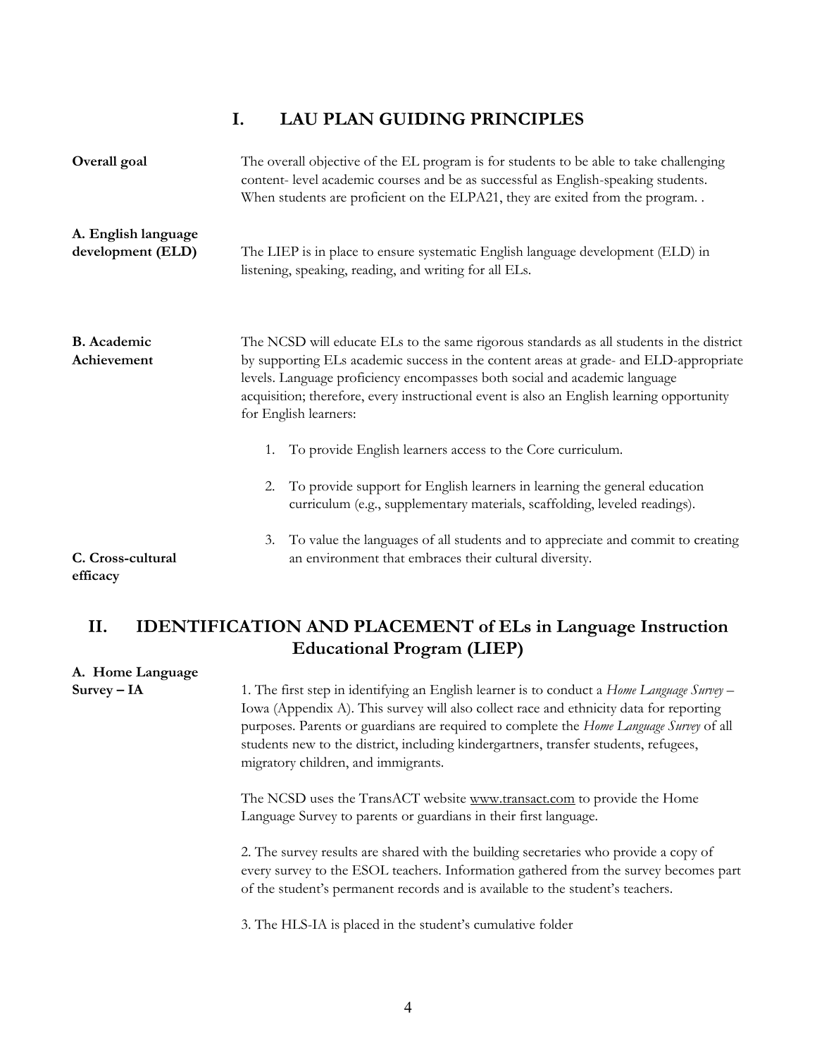## I. LAU PLAN GUIDING PRINCIPLES

**Overall goal**

The overall objective of the EL program is for students to be able to take challenging content- level academic courses and be as successful as English-speaking students. When students are proficient on the ELPA21, they are exited from the program. .

**A. English language development (ELD)**

The LIEP is in place to ensure systematic English language development (ELD) in listening, speaking, reading, and writing for all ELs.

**B. Academic Achievement**

The NCSD will educate ELs to the same rigorous standards as all students in the district by supporting ELs academic success in the content areas at grade- and ELD-appropriate levels. Language proficiency encompasses both social and academic language acquisition; therefore, every instructional event is also an English learning opportunity for English learners:

1. To provide English learners access to the Core curriculum.
2. To provide support for English learners in learning the general education curriculum (e.g., supplementary materials, scaffolding, leveled readings).

**C. Cross-cultural efficacy**

3. To value the languages of all students and to appreciate and commit to creating an environment that embraces their cultural diversity.

## II. IDENTIFICATION AND PLACEMENT of ELs in Language Instruction Educational Program (LIEP)

**A. Home Language Survey – IA**

1. The first step in identifying an English learner is to conduct a *Home Language Survey* – Iowa (Appendix A). This survey will also collect race and ethnicity data for reporting purposes. Parents or guardians are required to complete the *Home Language Survey* of all students new to the district, including kindergartners, transfer students, refugees, migratory children, and immigrants.

The NCSD uses the TransACT website www.transact.com to provide the Home Language Survey to parents or guardians in their first language.

2. The survey results are shared with the building secretaries who provide a copy of every survey to the ESOL teachers. Information gathered from the survey becomes part of the student's permanent records and is available to the student's teachers.

3. The HLS-IA is placed in the student's cumulative folder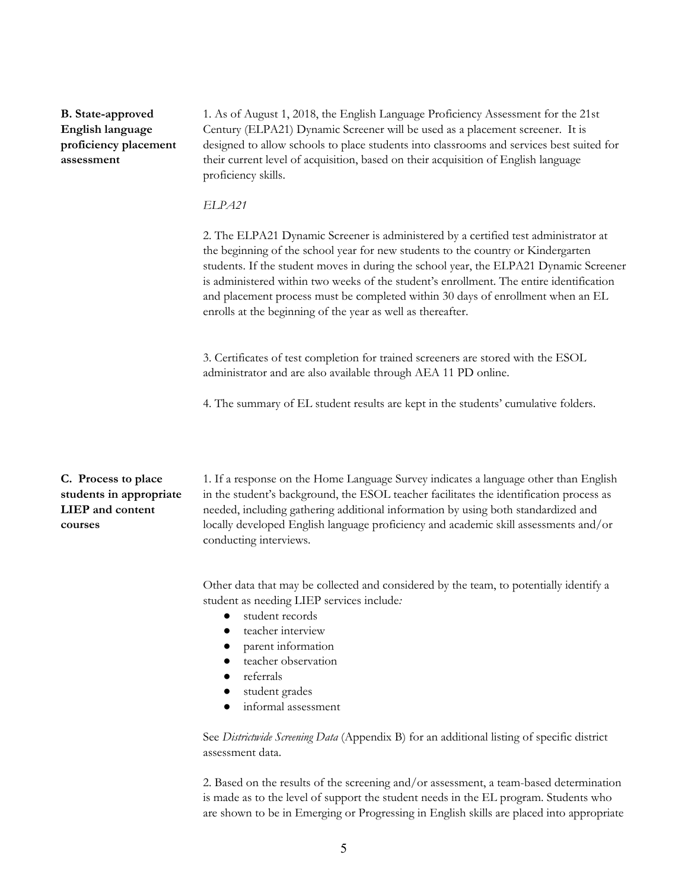**B. State-approved English language proficiency placement assessment**

1. As of August 1, 2018, the English Language Proficiency Assessment for the 21st Century (ELPA21) Dynamic Screener will be used as a placement screener. It is designed to allow schools to place students into classrooms and services best suited for their current level of acquisition, based on their acquisition of English language proficiency skills.

*ELPA21*

2. The ELPA21 Dynamic Screener is administered by a certified test administrator at the beginning of the school year for new students to the country or Kindergarten students. If the student moves in during the school year, the ELPA21 Dynamic Screener is administered within two weeks of the student's enrollment. The entire identification and placement process must be completed within 30 days of enrollment when an EL enrolls at the beginning of the year as well as thereafter.

3. Certificates of test completion for trained screeners are stored with the ESOL administrator and are also available through AEA 11 PD online.

4. The summary of EL student results are kept in the students' cumulative folders.

**C. Process to place students in appropriate LIEP and content courses**

1. If a response on the Home Language Survey indicates a language other than English in the student's background, the ESOL teacher facilitates the identification process as needed, including gathering additional information by using both standardized and locally developed English language proficiency and academic skill assessments and/or conducting interviews.

Other data that may be collected and considered by the team, to potentially identify a student as needing LIEP services include*:*

- student records
- teacher interview
- parent information
- teacher observation
- referrals
- student grades
- informal assessment

See *Districtwide Screening Data* (Appendix B) for an additional listing of specific district assessment data.

2. Based on the results of the screening and/or assessment, a team-based determination is made as to the level of support the student needs in the EL program. Students who are shown to be in Emerging or Progressing in English skills are placed into appropriate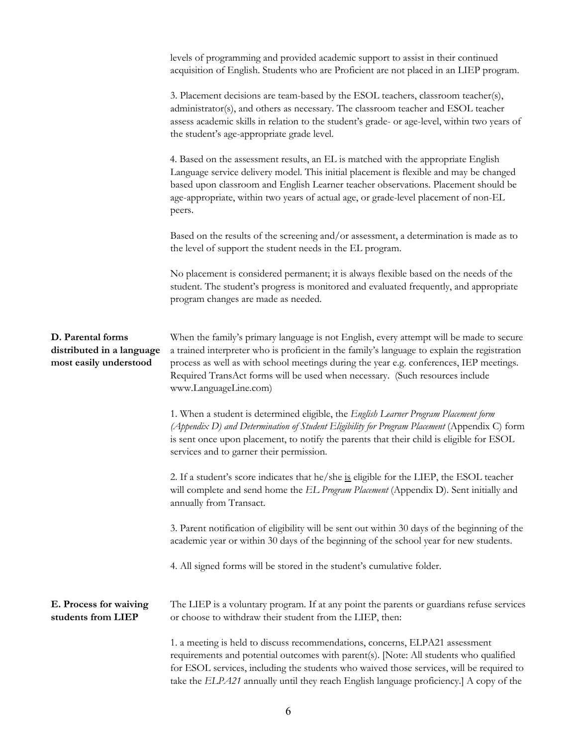levels of programming and provided academic support to assist in their continued acquisition of English. Students who are Proficient are not placed in an LIEP program.

3. Placement decisions are team-based by the ESOL teachers, classroom teacher(s), administrator(s), and others as necessary. The classroom teacher and ESOL teacher assess academic skills in relation to the student's grade- or age-level, within two years of the student's age-appropriate grade level.

4. Based on the assessment results, an EL is matched with the appropriate English Language service delivery model. This initial placement is flexible and may be changed based upon classroom and English Learner teacher observations. Placement should be age-appropriate, within two years of actual age, or grade-level placement of non-EL peers.

Based on the results of the screening and/or assessment, a determination is made as to the level of support the student needs in the EL program.

No placement is considered permanent; it is always flexible based on the needs of the student. The student's progress is monitored and evaluated frequently, and appropriate program changes are made as needed.

**D. Parental forms distributed in a language most easily understood**

When the family's primary language is not English, every attempt will be made to secure a trained interpreter who is proficient in the family's language to explain the registration process as well as with school meetings during the year e.g. conferences, IEP meetings. Required TransAct forms will be used when necessary. (Such resources include www.LanguageLine.com)

1. When a student is determined eligible, the *English Learner Program Placement form (Appendix D) and Determination of Student Eligibility for Program Placement* (Appendix C) form is sent once upon placement, to notify the parents that their child is eligible for ESOL services and to garner their permission.

2. If a student's score indicates that he/she is eligible for the LIEP, the ESOL teacher will complete and send home the *EL Program Placement* (Appendix D). Sent initially and annually from Transact.

3. Parent notification of eligibility will be sent out within 30 days of the beginning of the academic year or within 30 days of the beginning of the school year for new students.

4. All signed forms will be stored in the student's cumulative folder.

**E. Process for waiving students from LIEP**

The LIEP is a voluntary program. If at any point the parents or guardians refuse services or choose to withdraw their student from the LIEP, then:

1. a meeting is held to discuss recommendations, concerns, ELPA21 assessment requirements and potential outcomes with parent(s). [Note: All students who qualified for ESOL services, including the students who waived those services, will be required to take the *ELPA21* annually until they reach English language proficiency.] A copy of the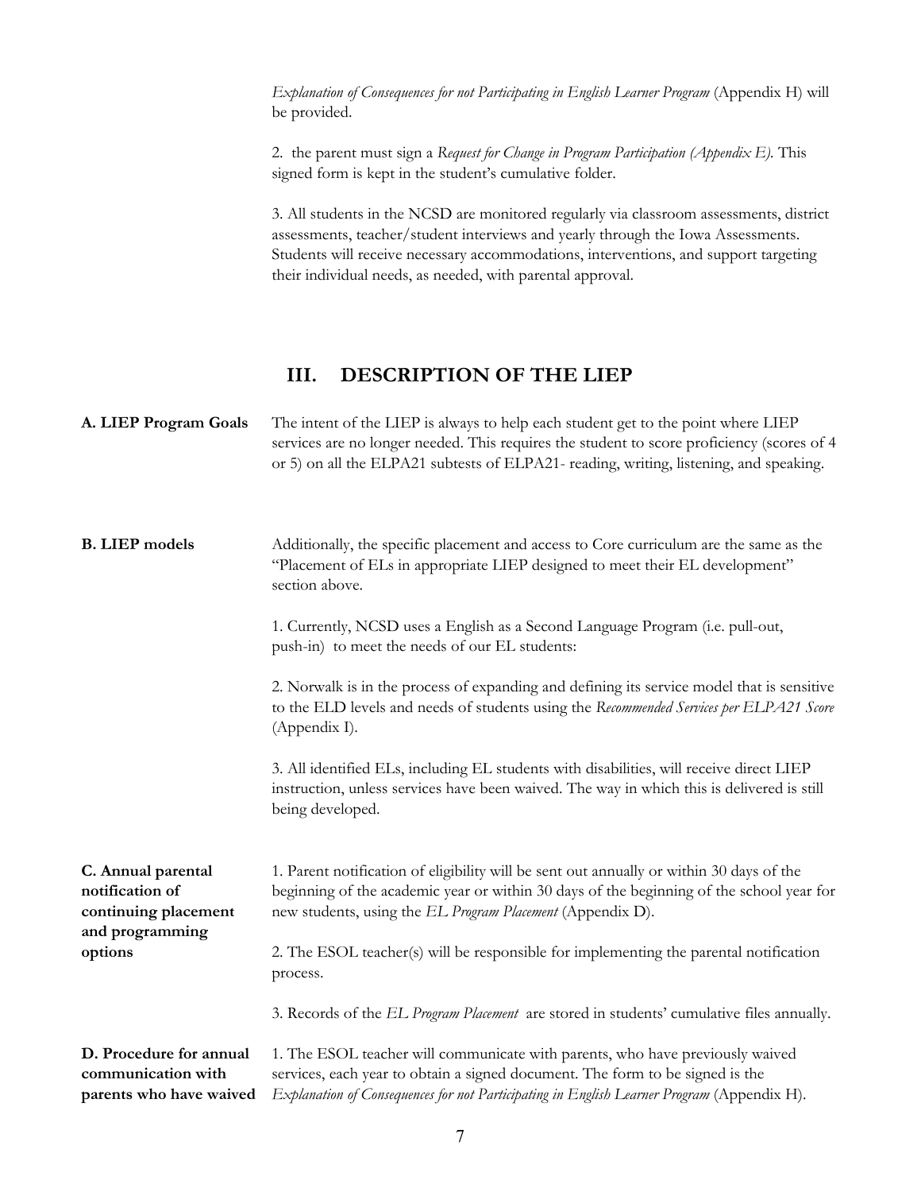*Explanation of Consequences for not Participating in English Learner Program* (Appendix H) will be provided.

2. the parent must sign a *Request for Change in Program Participation (Appendix E)*. This signed form is kept in the student's cumulative folder.

3. All students in the NCSD are monitored regularly via classroom assessments, district assessments, teacher/student interviews and yearly through the Iowa Assessments. Students will receive necessary accommodations, interventions, and support targeting their individual needs, as needed, with parental approval.

## III. DESCRIPTION OF THE LIEP

**A. LIEP Program Goals**

The intent of the LIEP is always to help each student get to the point where LIEP services are no longer needed. This requires the student to score proficiency (scores of 4 or 5) on all the ELPA21 subtests of ELPA21- reading, writing, listening, and speaking.

**B. LIEP models**

Additionally, the specific placement and access to Core curriculum are the same as the "Placement of ELs in appropriate LIEP designed to meet their EL development" section above.

1. Currently, NCSD uses a English as a Second Language Program (i.e. pull-out, push-in) to meet the needs of our EL students:

2. Norwalk is in the process of expanding and defining its service model that is sensitive to the ELD levels and needs of students using the *Recommended Services per ELPA21 Score* (Appendix I).

3. All identified ELs, including EL students with disabilities, will receive direct LIEP instruction, unless services have been waived. The way in which this is delivered is still being developed.

**C. Annual parental notification of continuing placement and programming options**

1. Parent notification of eligibility will be sent out annually or within 30 days of the beginning of the academic year or within 30 days of the beginning of the school year for new students, using the *EL Program Placement* (Appendix D).

2. The ESOL teacher(s) will be responsible for implementing the parental notification process.

3. Records of the *EL Program Placement* are stored in students' cumulative files annually.

**D. Procedure for annual communication with parents who have waived**

1. The ESOL teacher will communicate with parents, who have previously waived services, each year to obtain a signed document. The form to be signed is the *Explanation of Consequences for not Participating in English Learner Program* (Appendix H).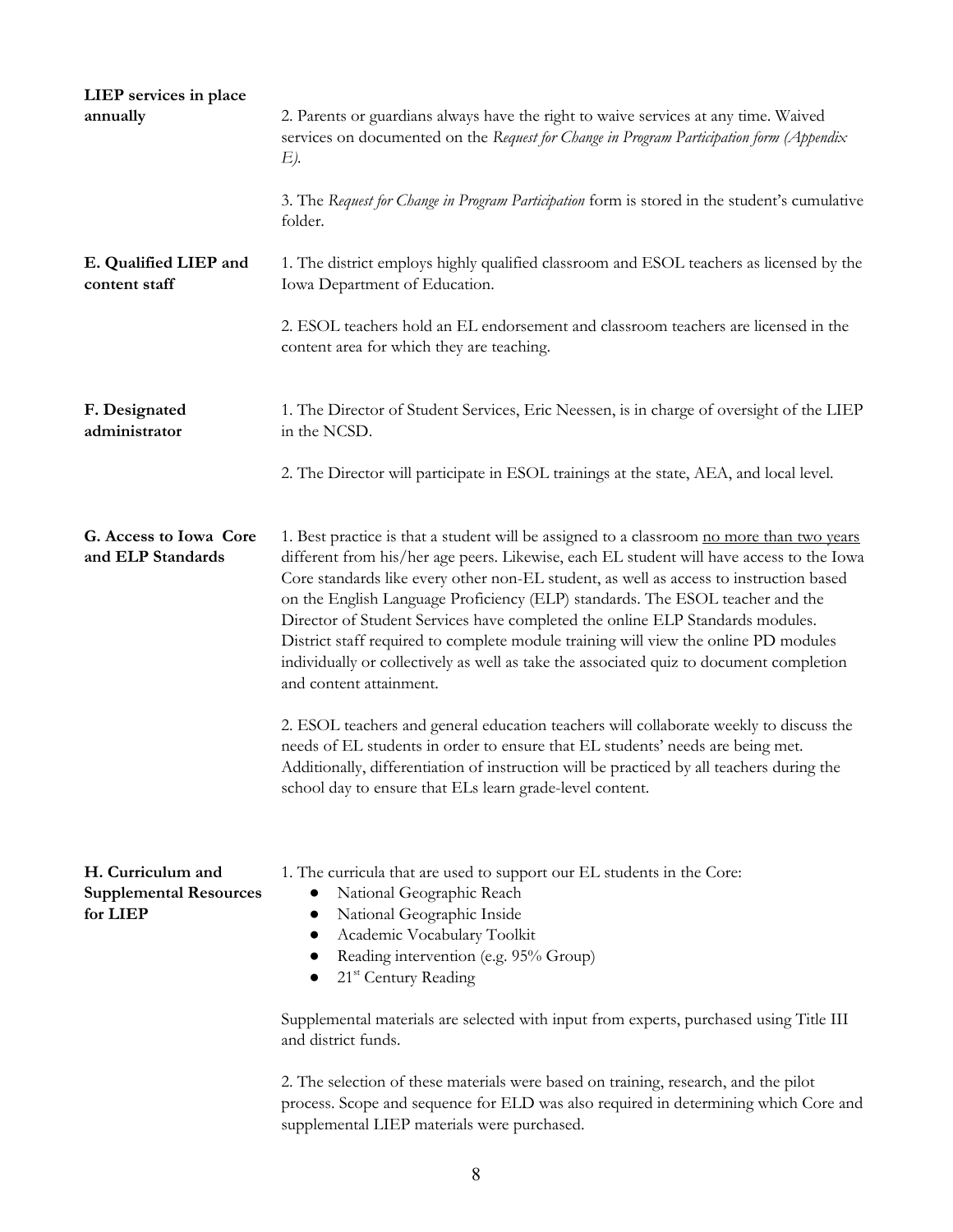**LIEP services in place annually**

2. Parents or guardians always have the right to waive services at any time. Waived services on documented on the *Request for Change in Program Participation form (Appendix E).*

3. The *Request for Change in Program Participation* form is stored in the student's cumulative folder.

**E. Qualified LIEP and content staff**

1. The district employs highly qualified classroom and ESOL teachers as licensed by the Iowa Department of Education.

2. ESOL teachers hold an EL endorsement and classroom teachers are licensed in the content area for which they are teaching.

**F. Designated administrator**

1. The Director of Student Services, Eric Neessen, is in charge of oversight of the LIEP in the NCSD.

2. The Director will participate in ESOL trainings at the state, AEA, and local level.

**G. Access to Iowa Core and ELP Standards**

1. Best practice is that a student will be assigned to a classroom <u>no more than two years</u> different from his/her age peers. Likewise, each EL student will have access to the Iowa Core standards like every other non-EL student, as well as access to instruction based on the English Language Proficiency (ELP) standards. The ESOL teacher and the Director of Student Services have completed the online ELP Standards modules. District staff required to complete module training will view the online PD modules individually or collectively as well as take the associated quiz to document completion and content attainment.

2. ESOL teachers and general education teachers will collaborate weekly to discuss the needs of EL students in order to ensure that EL students' needs are being met. Additionally, differentiation of instruction will be practiced by all teachers during the school day to ensure that ELs learn grade-level content.

**H. Curriculum and Supplemental Resources for LIEP**

1. The curricula that are used to support our EL students in the Core:

- National Geographic Reach
- National Geographic Inside
- Academic Vocabulary Toolkit
- Reading intervention (e.g. 95% Group)
- 21st Century Reading

Supplemental materials are selected with input from experts, purchased using Title III and district funds.

2. The selection of these materials were based on training, research, and the pilot process. Scope and sequence for ELD was also required in determining which Core and supplemental LIEP materials were purchased.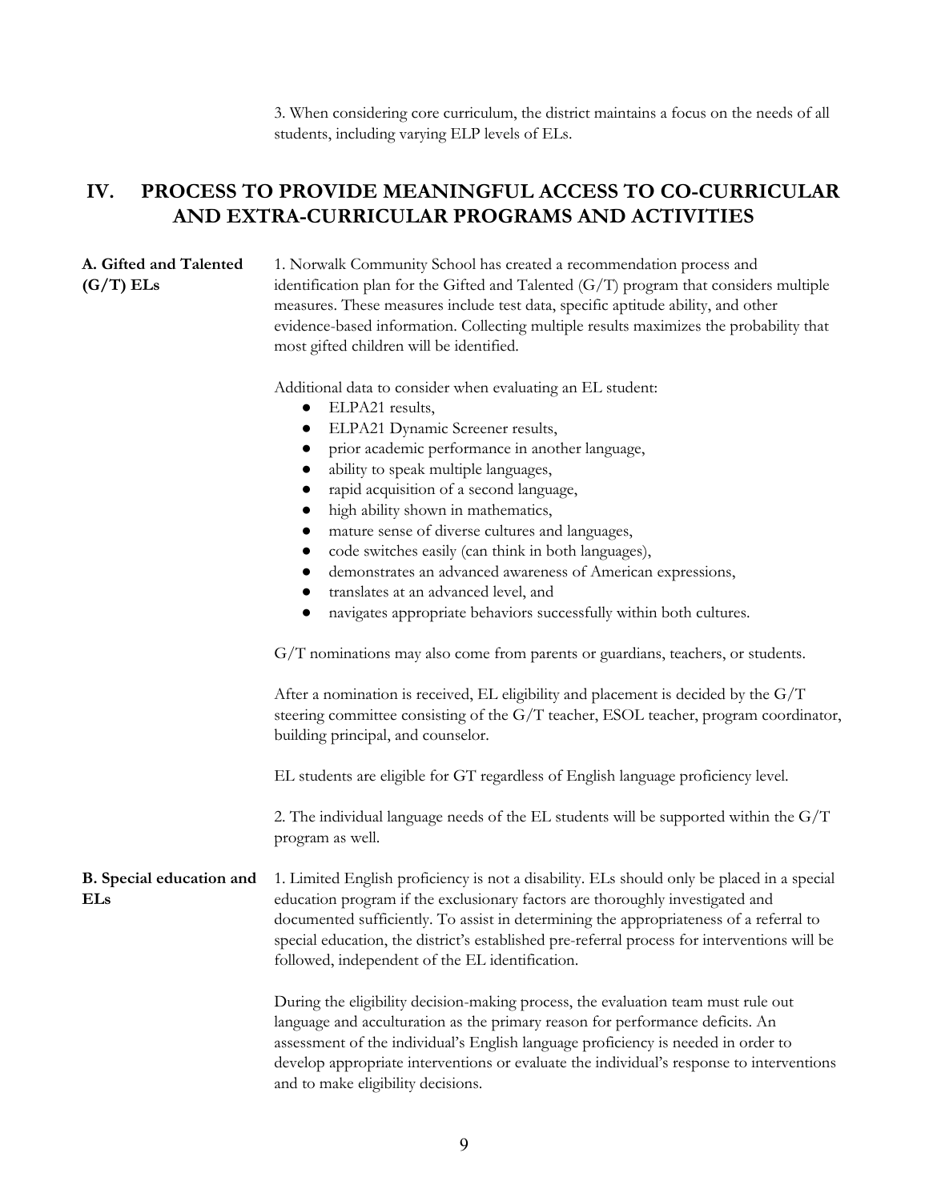3. When considering core curriculum, the district maintains a focus on the needs of all students, including varying ELP levels of ELs.

## IV. PROCESS TO PROVIDE MEANINGFUL ACCESS TO CO-CURRICULAR AND EXTRA-CURRICULAR PROGRAMS AND ACTIVITIES

**A. Gifted and Talented (G/T) ELs**

1. Norwalk Community School has created a recommendation process and identification plan for the Gifted and Talented (G/T) program that considers multiple measures. These measures include test data, specific aptitude ability, and other evidence-based information. Collecting multiple results maximizes the probability that most gifted children will be identified.

Additional data to consider when evaluating an EL student:

- ELPA21 results,
- ELPA21 Dynamic Screener results,
- prior academic performance in another language,
- ability to speak multiple languages,
- rapid acquisition of a second language,
- high ability shown in mathematics,
- mature sense of diverse cultures and languages,
- code switches easily (can think in both languages),
- demonstrates an advanced awareness of American expressions,
- translates at an advanced level, and
- navigates appropriate behaviors successfully within both cultures.

G/T nominations may also come from parents or guardians, teachers, or students.

After a nomination is received, EL eligibility and placement is decided by the G/T steering committee consisting of the G/T teacher, ESOL teacher, program coordinator, building principal, and counselor.

EL students are eligible for GT regardless of English language proficiency level.

2. The individual language needs of the EL students will be supported within the G/T program as well.

**B. Special education and ELs**

1. Limited English proficiency is not a disability. ELs should only be placed in a special education program if the exclusionary factors are thoroughly investigated and documented sufficiently. To assist in determining the appropriateness of a referral to special education, the district's established pre-referral process for interventions will be followed, independent of the EL identification.

During the eligibility decision-making process, the evaluation team must rule out language and acculturation as the primary reason for performance deficits. An assessment of the individual's English language proficiency is needed in order to develop appropriate interventions or evaluate the individual's response to interventions and to make eligibility decisions.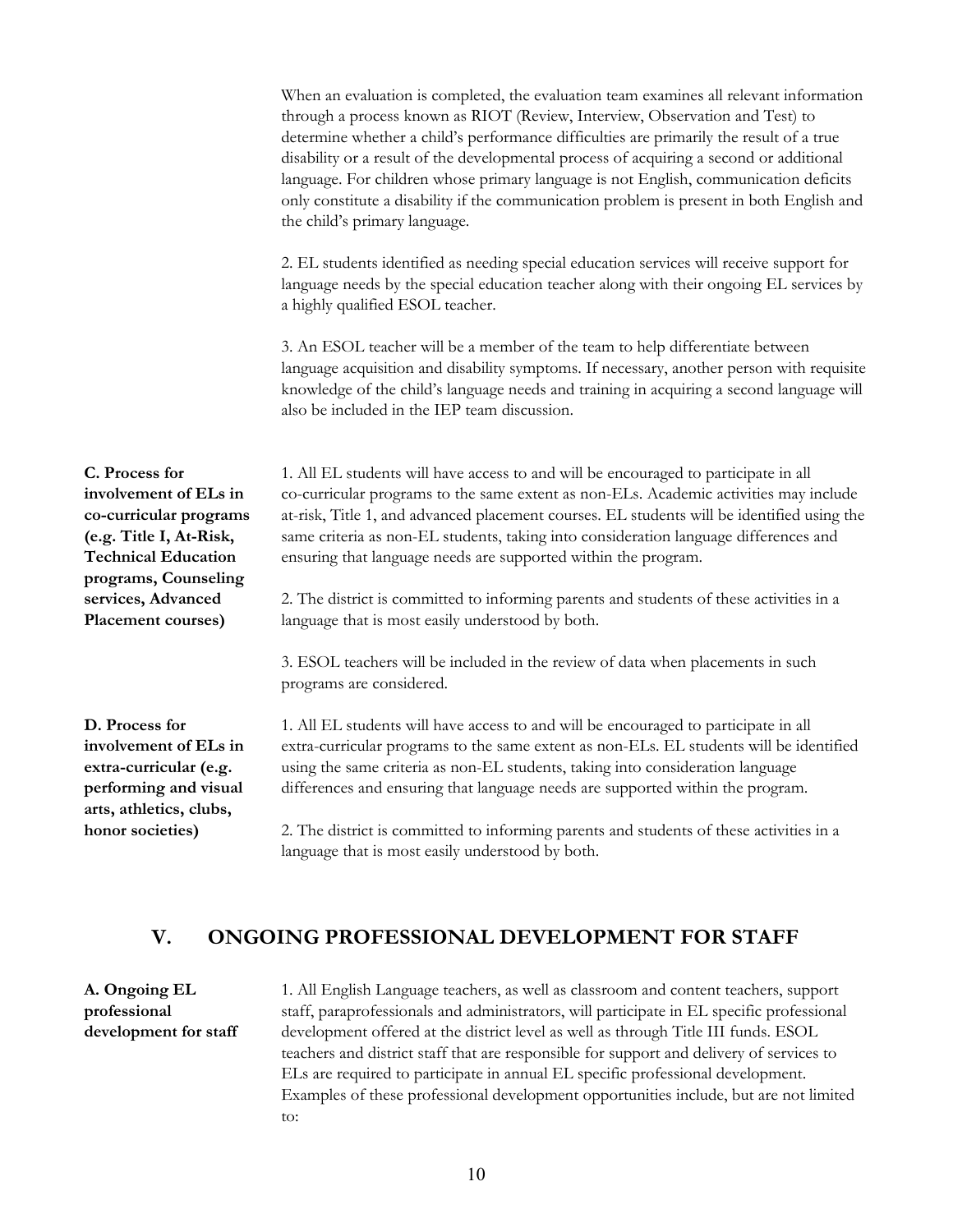When an evaluation is completed, the evaluation team examines all relevant information through a process known as RIOT (Review, Interview, Observation and Test) to determine whether a child's performance difficulties are primarily the result of a true disability or a result of the developmental process of acquiring a second or additional language. For children whose primary language is not English, communication deficits only constitute a disability if the communication problem is present in both English and the child's primary language.

2. EL students identified as needing special education services will receive support for language needs by the special education teacher along with their ongoing EL services by a highly qualified ESOL teacher.

3. An ESOL teacher will be a member of the team to help differentiate between language acquisition and disability symptoms. If necessary, another person with requisite knowledge of the child's language needs and training in acquiring a second language will also be included in the IEP team discussion.

**C. Process for involvement of ELs in co-curricular programs (e.g. Title I, At-Risk, Technical Education programs, Counseling services, Advanced Placement courses)**

1. All EL students will have access to and will be encouraged to participate in all co-curricular programs to the same extent as non-ELs. Academic activities may include at-risk, Title 1, and advanced placement courses. EL students will be identified using the same criteria as non-EL students, taking into consideration language differences and ensuring that language needs are supported within the program.

2. The district is committed to informing parents and students of these activities in a language that is most easily understood by both.

3. ESOL teachers will be included in the review of data when placements in such programs are considered.

**D. Process for involvement of ELs in extra-curricular (e.g. performing and visual arts, athletics, clubs, honor societies)**

1. All EL students will have access to and will be encouraged to participate in all extra-curricular programs to the same extent as non-ELs. EL students will be identified using the same criteria as non-EL students, taking into consideration language differences and ensuring that language needs are supported within the program.

2. The district is committed to informing parents and students of these activities in a language that is most easily understood by both.

## V. ONGOING PROFESSIONAL DEVELOPMENT FOR STAFF

**A. Ongoing EL professional development for staff**

1. All English Language teachers, as well as classroom and content teachers, support staff, paraprofessionals and administrators, will participate in EL specific professional development offered at the district level as well as through Title III funds. ESOL teachers and district staff that are responsible for support and delivery of services to ELs are required to participate in annual EL specific professional development. Examples of these professional development opportunities include, but are not limited to: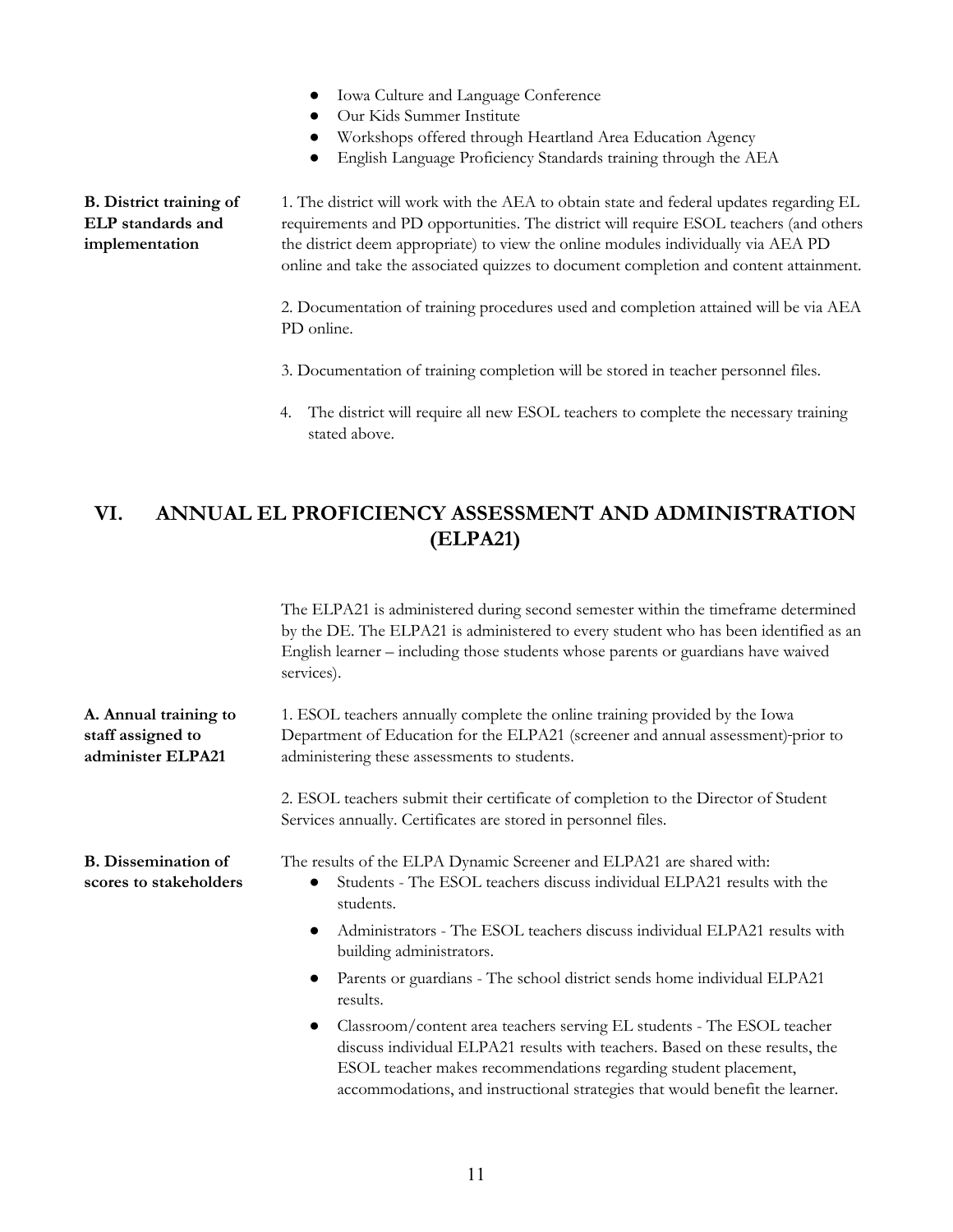- Iowa Culture and Language Conference
- Our Kids Summer Institute
- Workshops offered through Heartland Area Education Agency
- English Language Proficiency Standards training through the AEA

**B. District training of ELP standards and implementation**

1. The district will work with the AEA to obtain state and federal updates regarding EL requirements and PD opportunities. The district will require ESOL teachers (and others the district deem appropriate) to view the online modules individually via AEA PD online and take the associated quizzes to document completion and content attainment.

2. Documentation of training procedures used and completion attained will be via AEA PD online.

3. Documentation of training completion will be stored in teacher personnel files.

4. The district will require all new ESOL teachers to complete the necessary training stated above.

## VI. ANNUAL EL PROFICIENCY ASSESSMENT AND ADMINISTRATION (ELPA21)

The ELPA21 is administered during second semester within the timeframe determined by the DE. The ELPA21 is administered to every student who has been identified as an English learner – including those students whose parents or guardians have waived services).

**A. Annual training to staff assigned to administer ELPA21**

1. ESOL teachers annually complete the online training provided by the Iowa Department of Education for the ELPA21 (screener and annual assessment)-prior to administering these assessments to students.

2. ESOL teachers submit their certificate of completion to the Director of Student Services annually. Certificates are stored in personnel files.

**B. Dissemination of scores to stakeholders**

The results of the ELPA Dynamic Screener and ELPA21 are shared with:

- Students - The ESOL teachers discuss individual ELPA21 results with the students.
- Administrators - The ESOL teachers discuss individual ELPA21 results with building administrators.
- Parents or guardians - The school district sends home individual ELPA21 results.
- Classroom/content area teachers serving EL students - The ESOL teacher discuss individual ELPA21 results with teachers. Based on these results, the ESOL teacher makes recommendations regarding student placement, accommodations, and instructional strategies that would benefit the learner.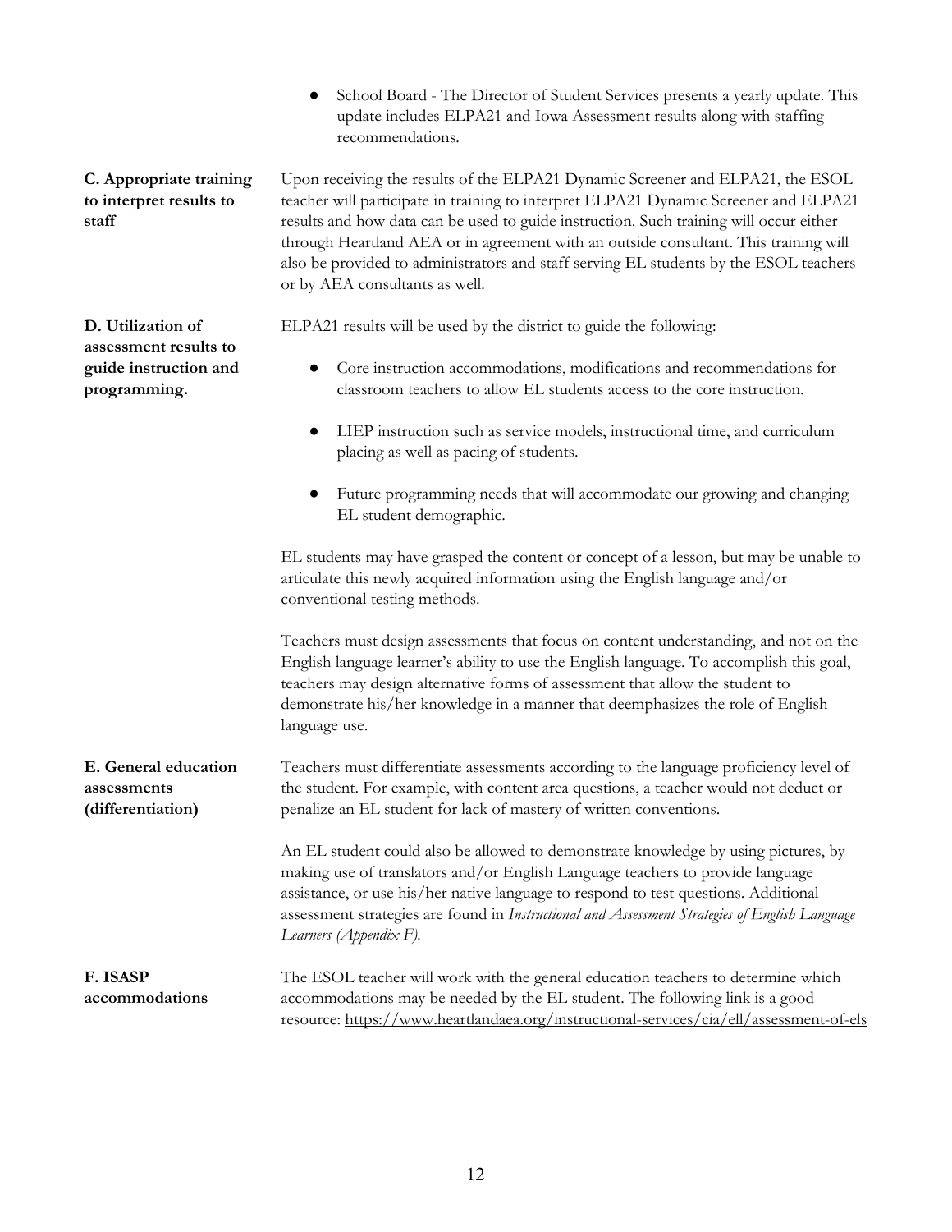- School Board - The Director of Student Services presents a yearly update. This update includes ELPA21 and Iowa Assessment results along with staffing recommendations.

**C. Appropriate training to interpret results to staff**

Upon receiving the results of the ELPA21 Dynamic Screener and ELPA21, the ESOL teacher will participate in training to interpret ELPA21 Dynamic Screener and ELPA21 results and how data can be used to guide instruction. Such training will occur either through Heartland AEA or in agreement with an outside consultant. This training will also be provided to administrators and staff serving EL students by the ESOL teachers or by AEA consultants as well.

**D. Utilization of assessment results to guide instruction and programming.**

ELPA21 results will be used by the district to guide the following:

- Core instruction accommodations, modifications and recommendations for classroom teachers to allow EL students access to the core instruction.
- LIEP instruction such as service models, instructional time, and curriculum placing as well as pacing of students.
- Future programming needs that will accommodate our growing and changing EL student demographic.

EL students may have grasped the content or concept of a lesson, but may be unable to articulate this newly acquired information using the English language and/or conventional testing methods.

Teachers must design assessments that focus on content understanding, and not on the English language learner's ability to use the English language. To accomplish this goal, teachers may design alternative forms of assessment that allow the student to demonstrate his/her knowledge in a manner that deemphasizes the role of English language use.

**E. General education assessments (differentiation)**

Teachers must differentiate assessments according to the language proficiency level of the student. For example, with content area questions, a teacher would not deduct or penalize an EL student for lack of mastery of written conventions.

An EL student could also be allowed to demonstrate knowledge by using pictures, by making use of translators and/or English Language teachers to provide language assistance, or use his/her native language to respond to test questions. Additional assessment strategies are found in *Instructional and Assessment Strategies of English Language Learners (Appendix F).*

**F. ISASP accommodations**

The ESOL teacher will work with the general education teachers to determine which accommodations may be needed by the EL student. The following link is a good resource: https://www.heartlandaea.org/instructional-services/cia/ell/assessment-of-els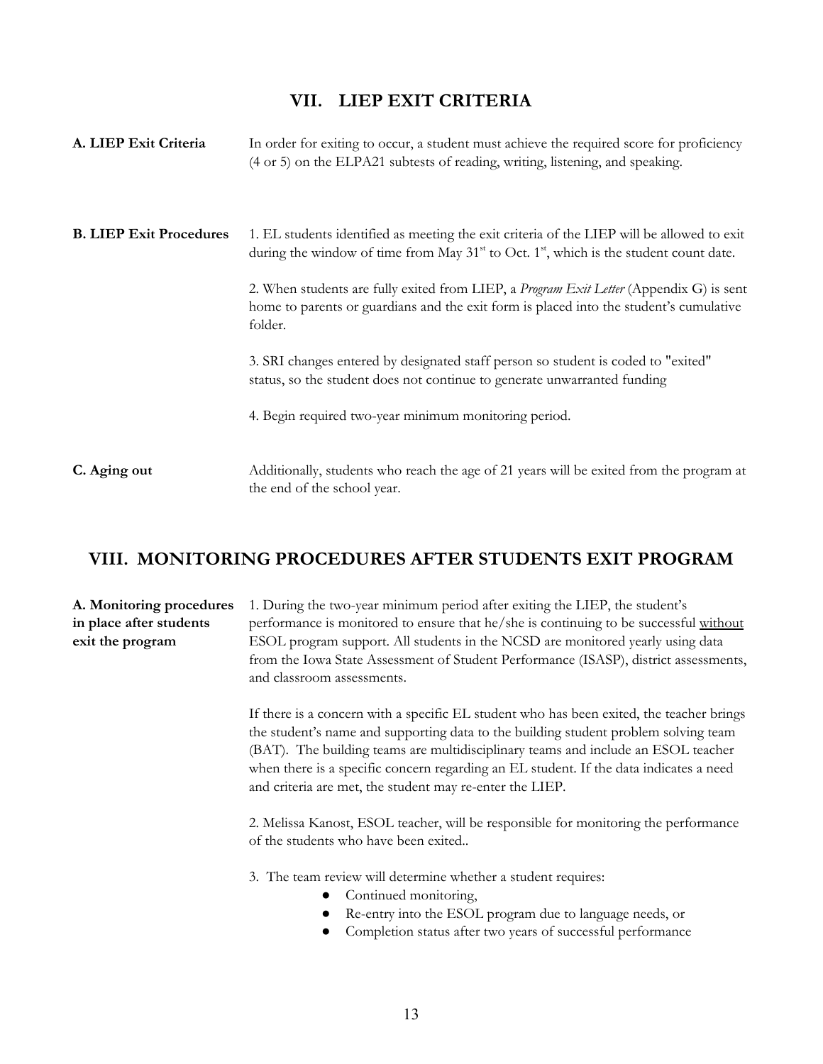## VII. LIEP EXIT CRITERIA

**A. LIEP Exit Criteria**

In order for exiting to occur, a student must achieve the required score for proficiency (4 or 5) on the ELPA21 subtests of reading, writing, listening, and speaking.

**B. LIEP Exit Procedures**

1. EL students identified as meeting the exit criteria of the LIEP will be allowed to exit during the window of time from May 31st to Oct. 1st, which is the student count date.

2. When students are fully exited from LIEP, a *Program Exit Letter* (Appendix G) is sent home to parents or guardians and the exit form is placed into the student's cumulative folder.

3. SRI changes entered by designated staff person so student is coded to "exited" status, so the student does not continue to generate unwarranted funding

4. Begin required two-year minimum monitoring period.

**C. Aging out**

Additionally, students who reach the age of 21 years will be exited from the program at the end of the school year.

## VIII. MONITORING PROCEDURES AFTER STUDENTS EXIT PROGRAM

**A. Monitoring procedures in place after students exit the program**

1. During the two-year minimum period after exiting the LIEP, the student's performance is monitored to ensure that he/she is continuing to be successful <u>without</u> ESOL program support. All students in the NCSD are monitored yearly using data from the Iowa State Assessment of Student Performance (ISASP), district assessments, and classroom assessments.

If there is a concern with a specific EL student who has been exited, the teacher brings the student's name and supporting data to the building student problem solving team (BAT). The building teams are multidisciplinary teams and include an ESOL teacher when there is a specific concern regarding an EL student. If the data indicates a need and criteria are met, the student may re-enter the LIEP.

2. Melissa Kanost, ESOL teacher, will be responsible for monitoring the performance of the students who have been exited..

3. The team review will determine whether a student requires:

- Continued monitoring,
- Re-entry into the ESOL program due to language needs, or
- Completion status after two years of successful performance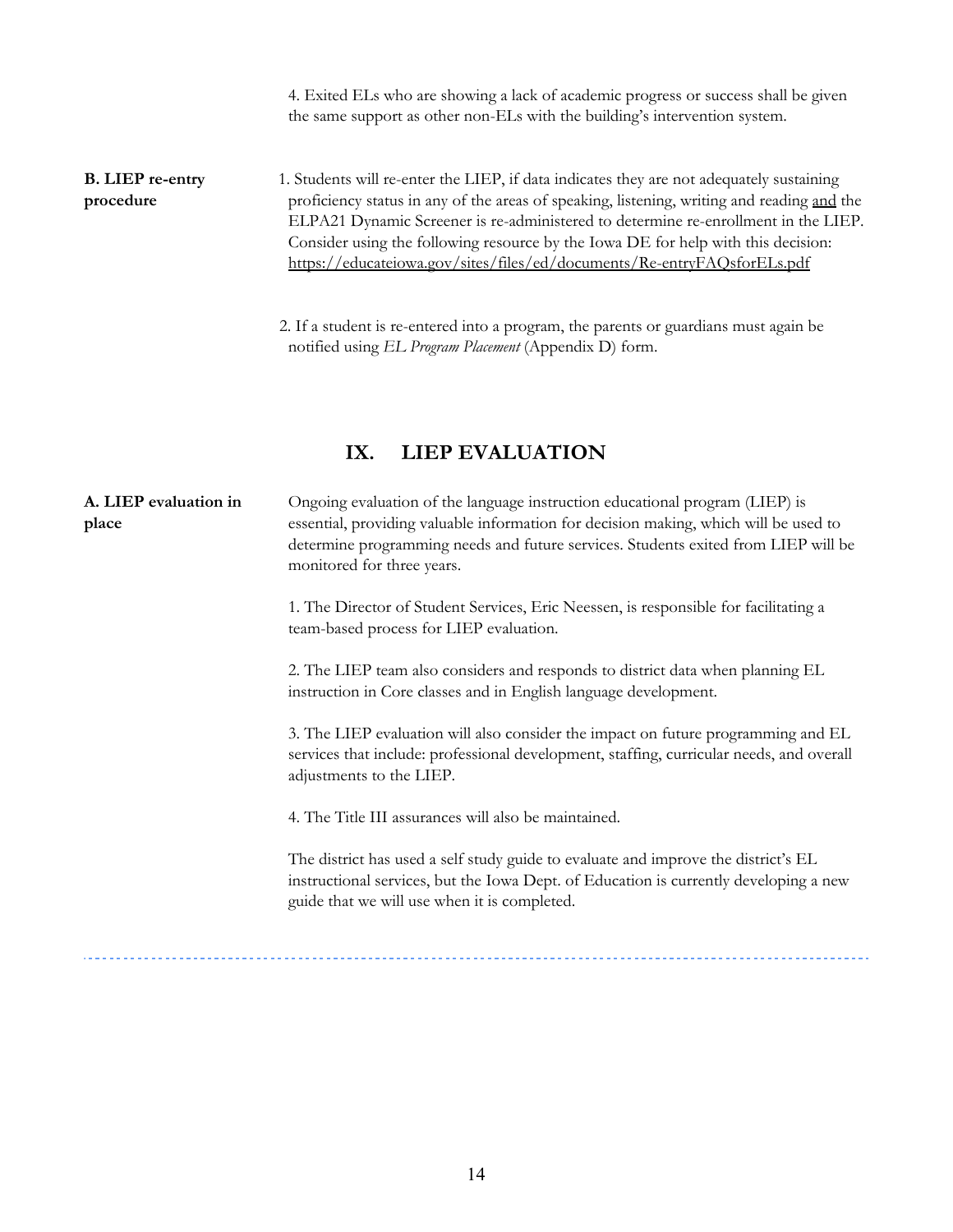4. Exited ELs who are showing a lack of academic progress or success shall be given the same support as other non-ELs with the building's intervention system.

**B. LIEP re-entry procedure**

1. Students will re-enter the LIEP, if data indicates they are not adequately sustaining proficiency status in any of the areas of speaking, listening, writing and reading <u>and</u> the ELPA21 Dynamic Screener is re-administered to determine re-enrollment in the LIEP. Consider using the following resource by the Iowa DE for help with this decision: https://educateiowa.gov/sites/files/ed/documents/Re-entryFAQsforELs.pdf

2. If a student is re-entered into a program, the parents or guardians must again be notified using *EL Program Placement* (Appendix D) form.

## IX. LIEP EVALUATION

**A. LIEP evaluation in place**

Ongoing evaluation of the language instruction educational program (LIEP) is essential, providing valuable information for decision making, which will be used to determine programming needs and future services. Students exited from LIEP will be monitored for three years.

1. The Director of Student Services, Eric Neessen, is responsible for facilitating a team-based process for LIEP evaluation.

2. The LIEP team also considers and responds to district data when planning EL instruction in Core classes and in English language development.

3. The LIEP evaluation will also consider the impact on future programming and EL services that include: professional development, staffing, curricular needs, and overall adjustments to the LIEP.

4. The Title III assurances will also be maintained.

The district has used a self study guide to evaluate and improve the district's EL instructional services, but the Iowa Dept. of Education is currently developing a new guide that we will use when it is completed.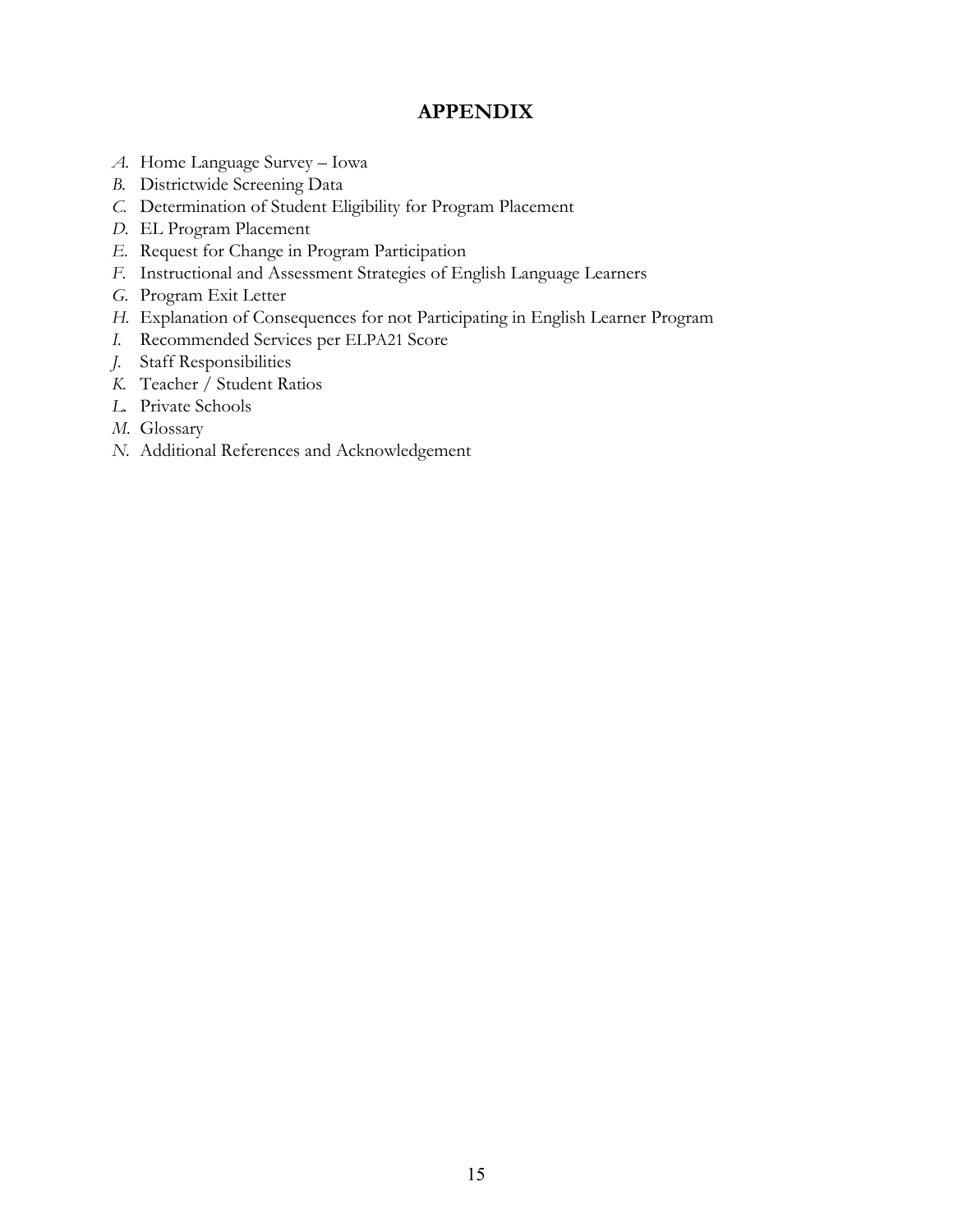# APPENDIX

*A.* Home Language Survey – Iowa
*B.* Districtwide Screening Data
*C.* Determination of Student Eligibility for Program Placement
*D.* EL Program Placement
*E.* Request for Change in Program Participation
*F.* Instructional and Assessment Strategies of English Language Learners
*G.* Program Exit Letter
*H.* Explanation of Consequences for not Participating in English Learner Program
*I.* Recommended Services per ELPA21 Score
*J.* Staff Responsibilities
*K.* Teacher / Student Ratios
*L.* Private Schools
*M.* Glossary
*N.* Additional References and Acknowledgement